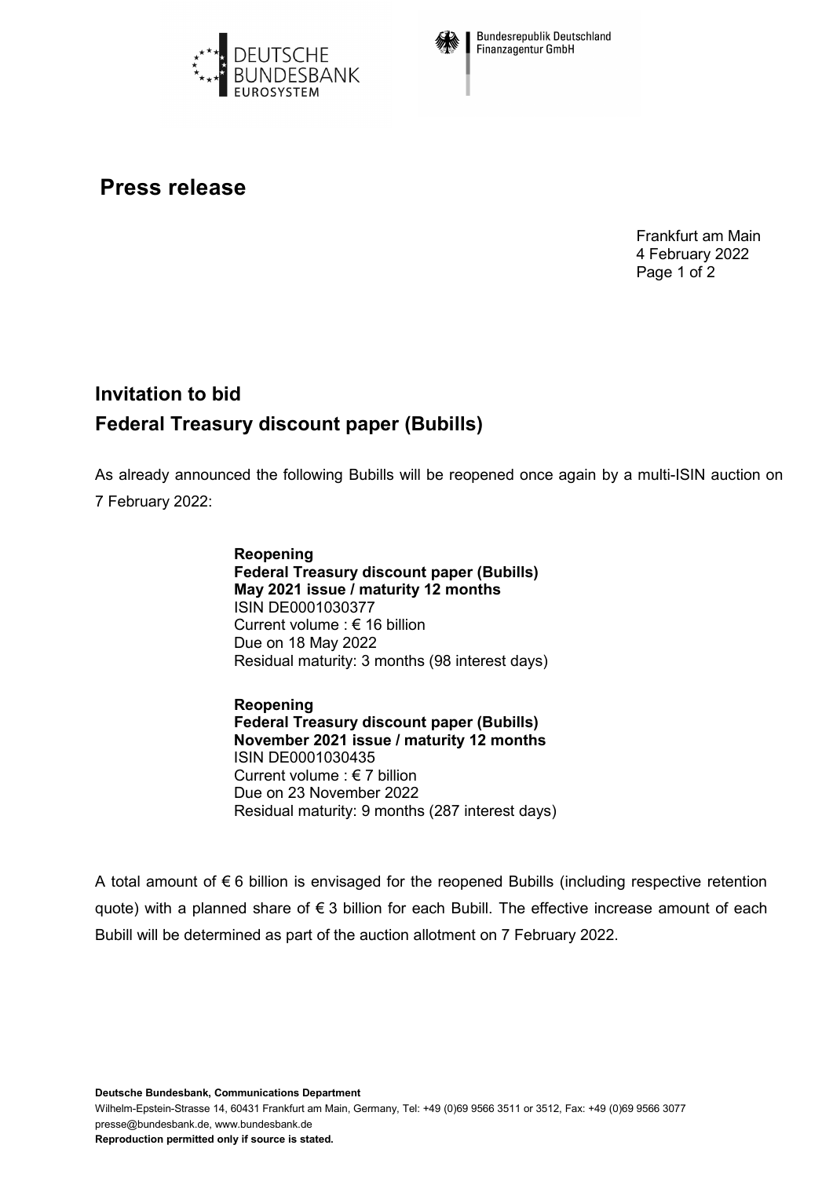Deutsche Bundesbank Eurosystem

Bundesrepublik Deutschland Finanzagentur GmbH

# Press release

Frankfurt am Main
4 February 2022

## Invitation to bid
## Federal Treasury discount paper (Bubills)

As already announced the following Bubills will be reopened once again by a multi-ISIN auction on 7 February 2022:

**Reopening**
**Federal Treasury discount paper (Bubills)**
**May 2021 issue / maturity 12 months**
ISIN DE0001030377
Current volume : € 16 billion
Due on 18 May 2022
Residual maturity: 3 months (98 interest days)

**Reopening**
**Federal Treasury discount paper (Bubills)**
**November 2021 issue / maturity 12 months**
ISIN DE0001030435
Current volume : € 7 billion
Due on 23 November 2022
Residual maturity: 9 months (287 interest days)

A total amount of € 6 billion is envisaged for the reopened Bubills (including respective retention quote) with a planned share of € 3 billion for each Bubill. The effective increase amount of each Bubill will be determined as part of the auction allotment on 7 February 2022.

**Deutsche Bundesbank, Communications Department**
Wilhelm-Epstein-Strasse 14, 60431 Frankfurt am Main, Germany, Tel: +49 (0)69 9566 3511 or 3512, Fax: +49 (0)69 9566 3077
presse@bundesbank.de, www.bundesbank.de
**Reproduction permitted only if source is stated.**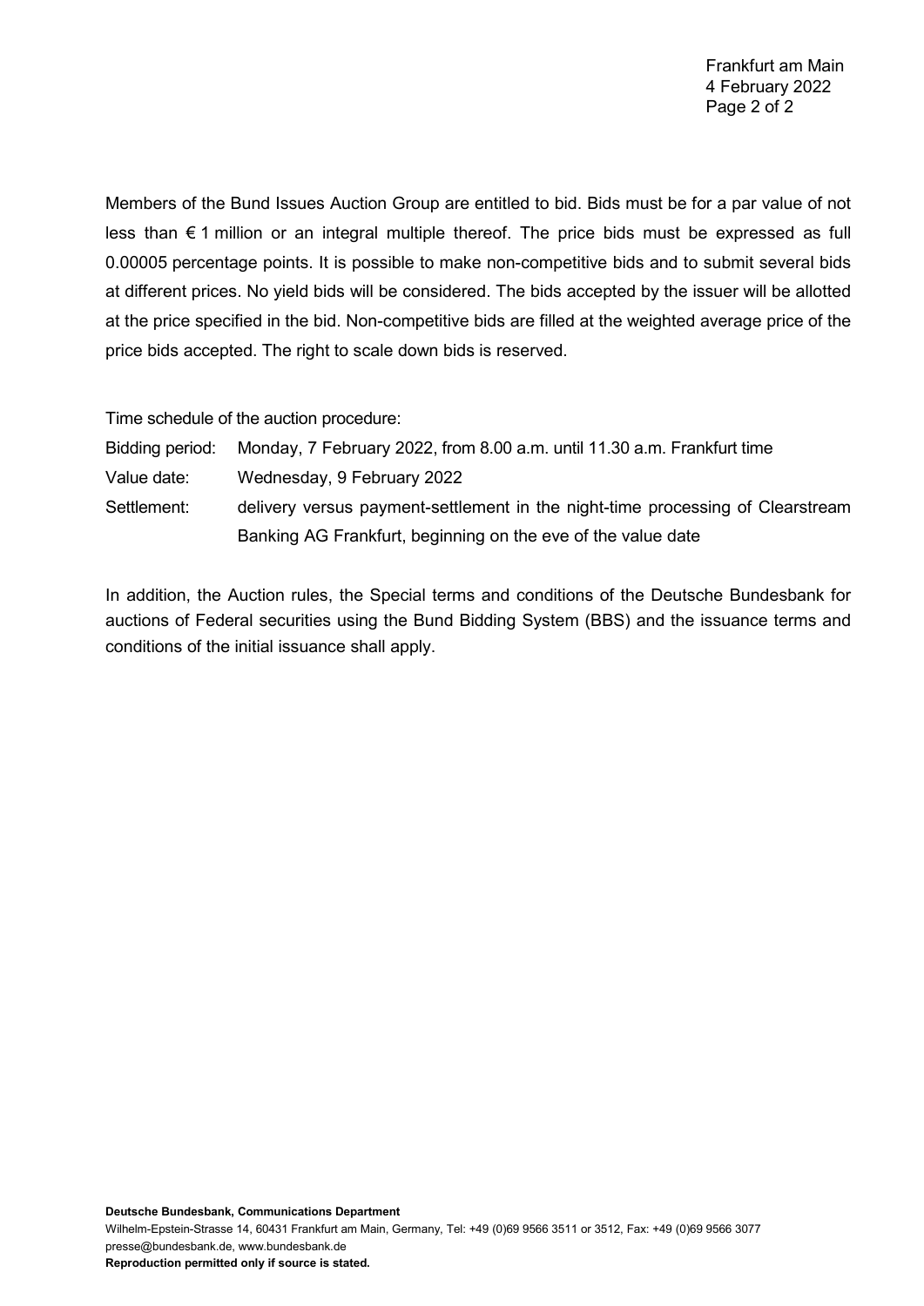Members of the Bund Issues Auction Group are entitled to bid. Bids must be for a par value of not less than € 1 million or an integral multiple thereof. The price bids must be expressed as full 0.00005 percentage points. It is possible to make non-competitive bids and to submit several bids at different prices. No yield bids will be considered. The bids accepted by the issuer will be allotted at the price specified in the bid. Non-competitive bids are filled at the weighted average price of the price bids accepted. The right to scale down bids is reserved.

Time schedule of the auction procedure:

| | |
|---|---|
| Bidding period: | Monday, 7 February 2022, from 8.00 a.m. until 11.30 a.m. Frankfurt time |
| Value date: | Wednesday, 9 February 2022 |
| Settlement: | delivery versus payment-settlement in the night-time processing of Clearstream Banking AG Frankfurt, beginning on the eve of the value date |

In addition, the Auction rules, the Special terms and conditions of the Deutsche Bundesbank for auctions of Federal securities using the Bund Bidding System (BBS) and the issuance terms and conditions of the initial issuance shall apply.

**Deutsche Bundesbank, Communications Department**
Wilhelm-Epstein-Strasse 14, 60431 Frankfurt am Main, Germany, Tel: +49 (0)69 9566 3511 or 3512, Fax: +49 (0)69 9566 3077
presse@bundesbank.de, www.bundesbank.de
**Reproduction permitted only if source is stated.**